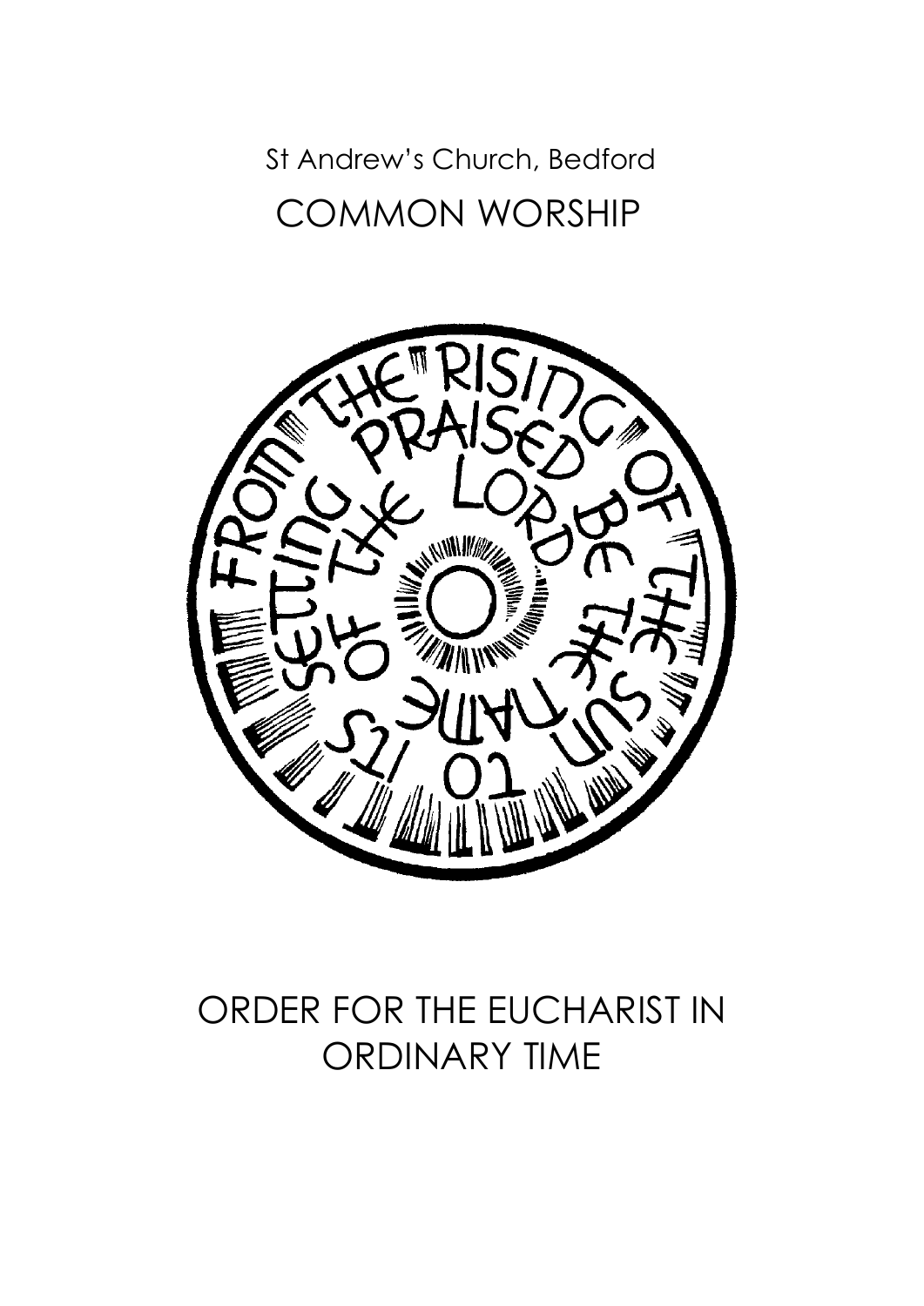St Andrew's Church, Bedford

# COMMON WORSHIP

# ORDER FOR THE EUCHARIST IN ORDINARY TIME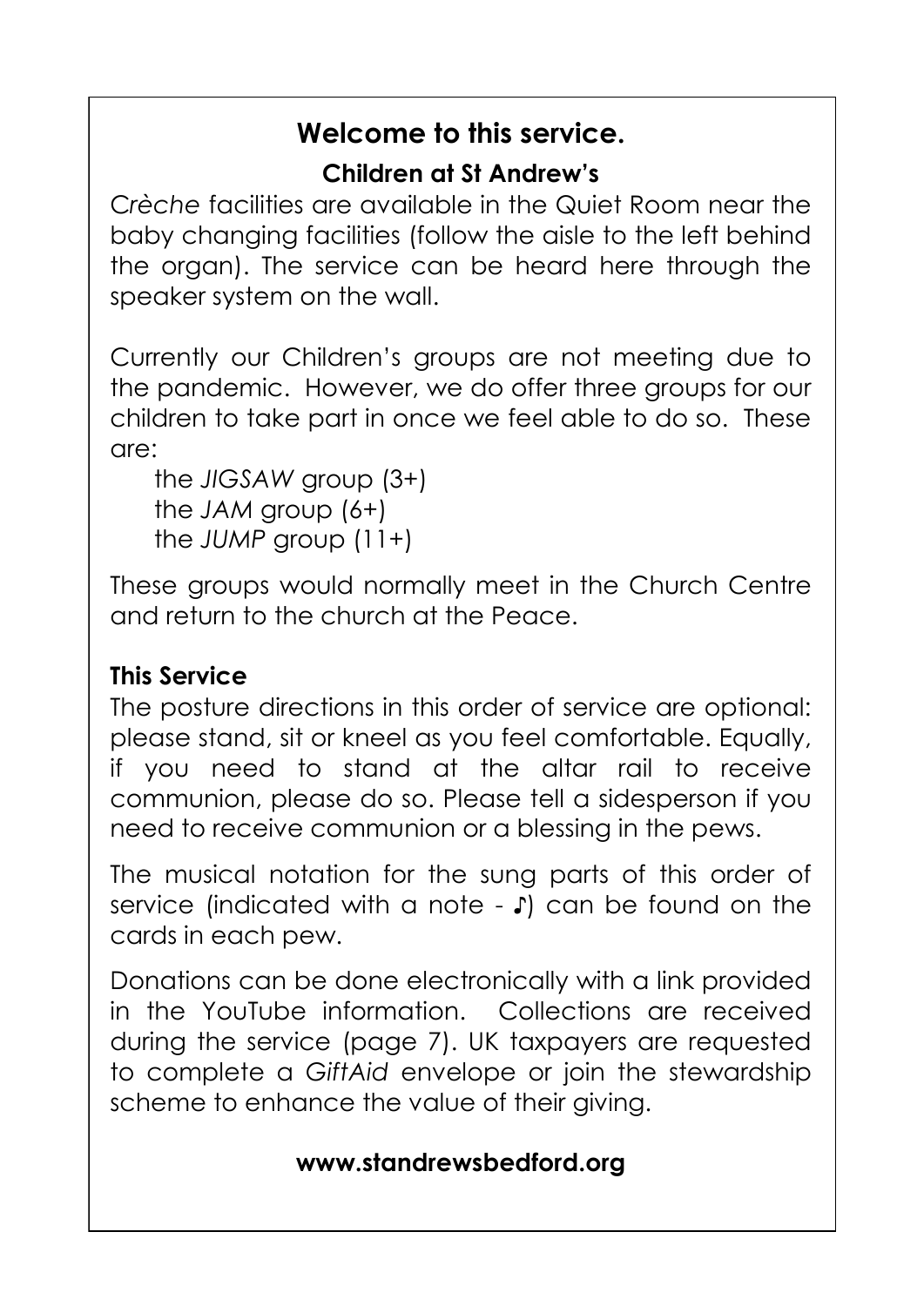## Welcome to this service.

### Children at St Andrew's

*Crèche* facilities are available in the Quiet Room near the baby changing facilities (follow the aisle to the left behind the organ). The service can be heard here through the speaker system on the wall.

Currently our Children's groups are not meeting due to the pandemic. However, we do offer three groups for our children to take part in once we feel able to do so. These are:

the *JIGSAW* group (3+)
the *JAM* group (6+)
the *JUMP* group (11+)

These groups would normally meet in the Church Centre and return to the church at the Peace.

**This Service**

The posture directions in this order of service are optional: please stand, sit or kneel as you feel comfortable. Equally, if you need to stand at the altar rail to receive communion, please do so. Please tell a sidesperson if you need to receive communion or a blessing in the pews.

The musical notation for the sung parts of this order of service (indicated with a note - ♪) can be found on the cards in each pew.

Donations can be done electronically with a link provided in the YouTube information. Collections are received during the service (page 7). UK taxpayers are requested to complete a *GiftAid* envelope or join the stewardship scheme to enhance the value of their giving.

**www.standrewsbedford.org**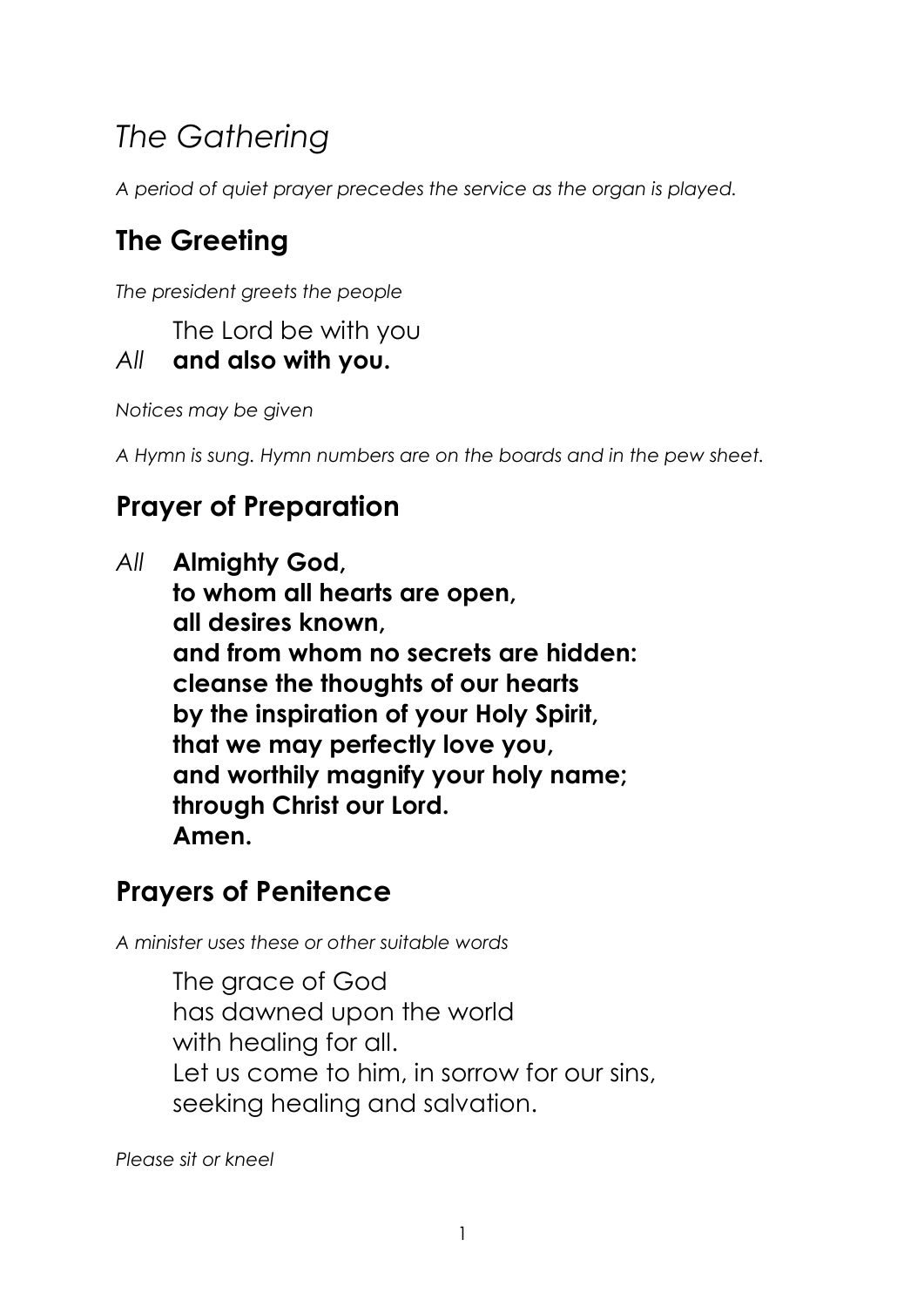# *The Gathering*

*A period of quiet prayer precedes the service as the organ is played.*

## The Greeting

*The president greets the people*

The Lord be with you  
*All* **and also with you.**

*Notices may be given*

*A Hymn is sung. Hymn numbers are on the boards and in the pew sheet.*

## Prayer of Preparation

*All* **Almighty God,**  
**to whom all hearts are open,**  
**all desires known,**  
**and from whom no secrets are hidden:**  
**cleanse the thoughts of our hearts**  
**by the inspiration of your Holy Spirit,**  
**that we may perfectly love you,**  
**and worthily magnify your holy name;**  
**through Christ our Lord.**  
**Amen.**

## Prayers of Penitence

*A minister uses these or other suitable words*

The grace of God  
has dawned upon the world  
with healing for all.  
Let us come to him, in sorrow for our sins,  
seeking healing and salvation.

*Please sit or kneel*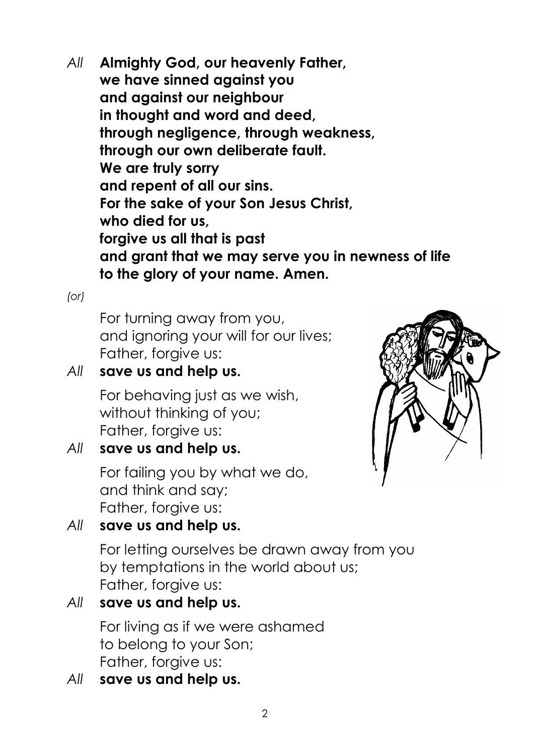*All* **Almighty God, our heavenly Father,**
**we have sinned against you**
**and against our neighbour**
**in thought and word and deed,**
**through negligence, through weakness,**
**through our own deliberate fault.**
**We are truly sorry**
**and repent of all our sins.**
**For the sake of your Son Jesus Christ,**
**who died for us,**
**forgive us all that is past**
**and grant that we may serve you in newness of life**
**to the glory of your name. Amen.**

*(or)*

For turning away from you,
and ignoring your will for our lives;
Father, forgive us:

*All* **save us and help us.**

For behaving just as we wish,
without thinking of you;
Father, forgive us:

*All* **save us and help us.**

For failing you by what we do,
and think and say;
Father, forgive us:

*All* **save us and help us.**

For letting ourselves be drawn away from you
by temptations in the world about us;
Father, forgive us:

*All* **save us and help us.**

For living as if we were ashamed
to belong to your Son;
Father, forgive us:

*All* **save us and help us.**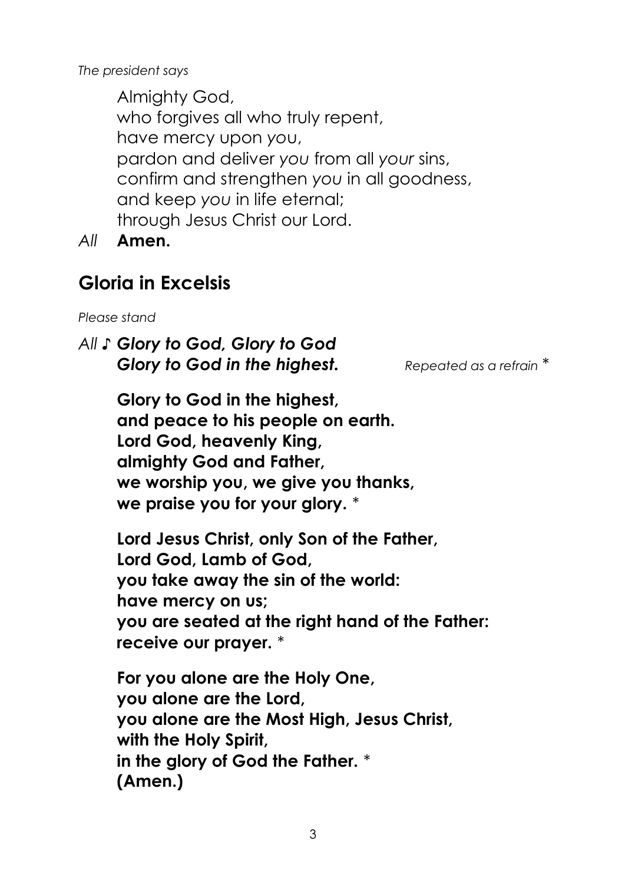*The president says*

Almighty God,
who forgives all who truly repent,
have mercy upon *you*,
pardon and deliver *you* from all *your* sins,
confirm and strengthen *you* in all goodness,
and keep *you* in life eternal;
through Jesus Christ our Lord.

*All* **Amen.**

## Gloria in Excelsis

*Please stand*

*All* ♪ ***Glory to God, Glory to God***
***Glory to God in the highest.*** *Repeated as a refrain* *

**Glory to God in the highest,**
**and peace to his people on earth.**
**Lord God, heavenly King,**
**almighty God and Father,**
**we worship you, we give you thanks,**
**we praise you for your glory.** *

**Lord Jesus Christ, only Son of the Father,**
**Lord God, Lamb of God,**
**you take away the sin of the world:**
**have mercy on us;**
**you are seated at the right hand of the Father:**
**receive our prayer.** *

**For you alone are the Holy One,**
**you alone are the Lord,**
**you alone are the Most High, Jesus Christ,**
**with the Holy Spirit,**
**in the glory of God the Father.** *
**(Amen.)**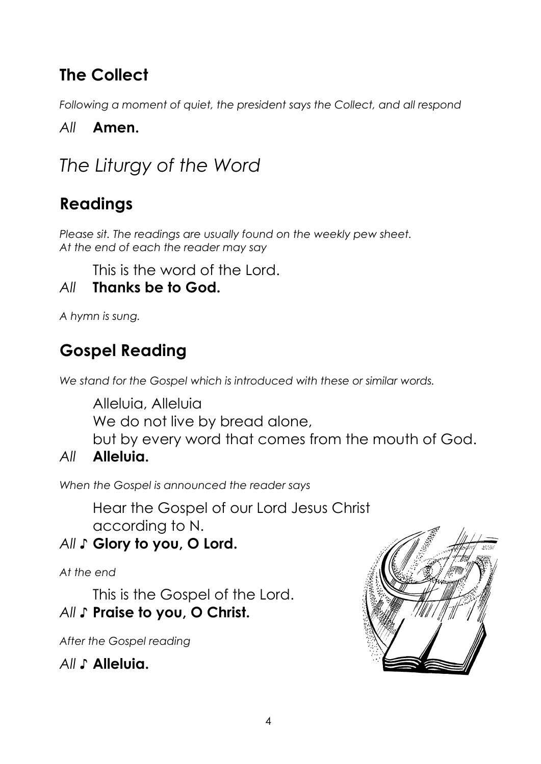## The Collect

*Following a moment of quiet, the president says the Collect, and all respond*

*All* **Amen.**

# *The Liturgy of the Word*

## Readings

*Please sit. The readings are usually found on the weekly pew sheet.*
*At the end of each the reader may say*

This is the word of the Lord.

*All* **Thanks be to God.**

*A hymn is sung.*

## Gospel Reading

*We stand for the Gospel which is introduced with these or similar words.*

Alleluia, Alleluia
We do not live by bread alone,
but by every word that comes from the mouth of God.

*All* **Alleluia.**

*When the Gospel is announced the reader says*

Hear the Gospel of our Lord Jesus Christ
according to N.

*All* ♪ **Glory to you, O Lord.**

*At the end*

This is the Gospel of the Lord.

*All* ♪ **Praise to you, O Christ.**

*After the Gospel reading*

*All* ♪ **Alleluia.**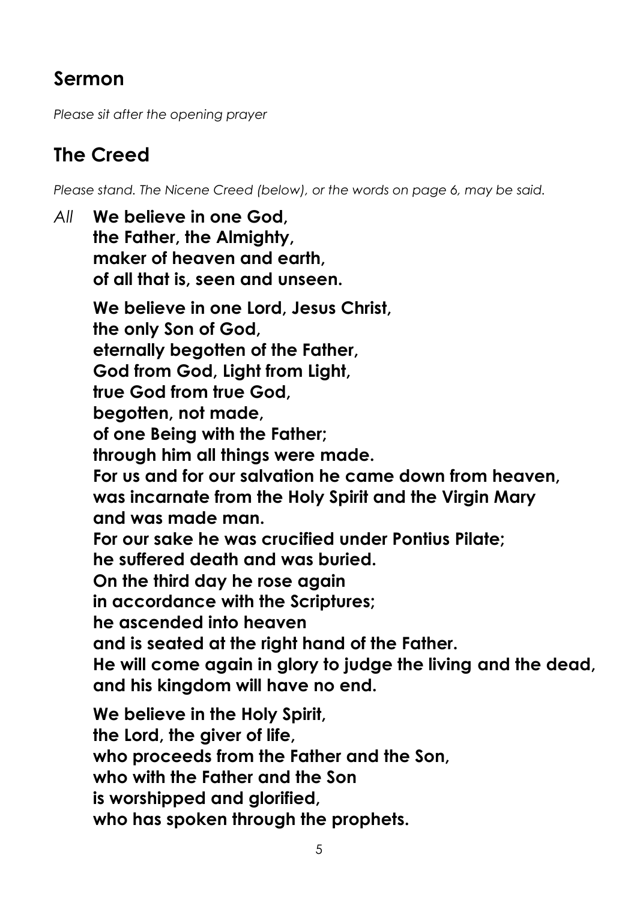## Sermon

*Please sit after the opening prayer*

## The Creed

*Please stand. The Nicene Creed (below), or the words on page 6, may be said.*

*All* **We believe in one God,**
**the Father, the Almighty,**
**maker of heaven and earth,**
**of all that is, seen and unseen.**

**We believe in one Lord, Jesus Christ,**
**the only Son of God,**
**eternally begotten of the Father,**
**God from God, Light from Light,**
**true God from true God,**
**begotten, not made,**
**of one Being with the Father;**
**through him all things were made.**
**For us and for our salvation he came down from heaven,**
**was incarnate from the Holy Spirit and the Virgin Mary**
**and was made man.**
**For our sake he was crucified under Pontius Pilate;**
**he suffered death and was buried.**
**On the third day he rose again**
**in accordance with the Scriptures;**
**he ascended into heaven**
**and is seated at the right hand of the Father.**
**He will come again in glory to judge the living and the dead,**
**and his kingdom will have no end.**

**We believe in the Holy Spirit,**
**the Lord, the giver of life,**
**who proceeds from the Father and the Son,**
**who with the Father and the Son**
**is worshipped and glorified,**
**who has spoken through the prophets.**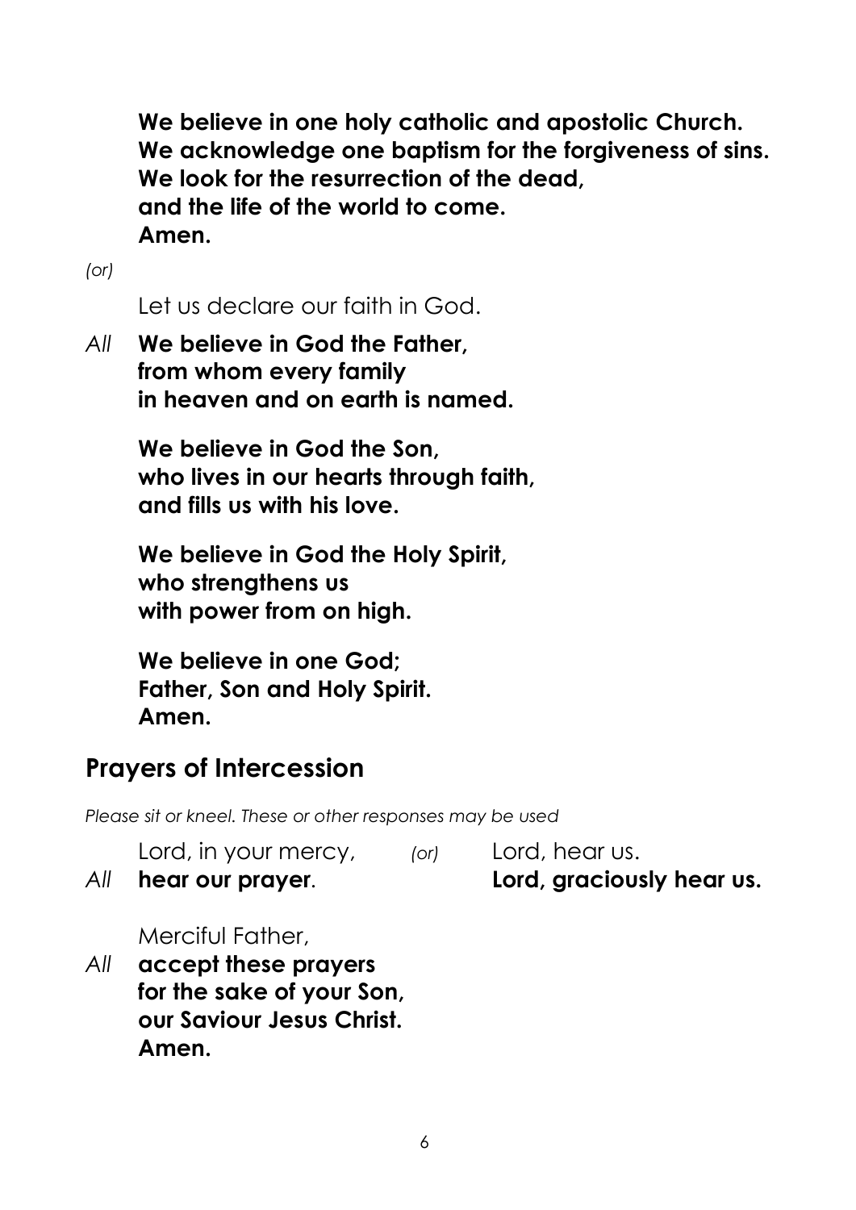**We believe in one holy catholic and apostolic Church.**
**We acknowledge one baptism for the forgiveness of sins.**
**We look for the resurrection of the dead,**
**and the life of the world to come.**
**Amen.**

*(or)*

Let us declare our faith in God.

*All* **We believe in God the Father,**
**from whom every family**
**in heaven and on earth is named.**

**We believe in God the Son,**
**who lives in our hearts through faith,**
**and fills us with his love.**

**We believe in God the Holy Spirit,**
**who strengthens us**
**with power from on high.**

**We believe in one God;**
**Father, Son and Holy Spirit.**
**Amen.**

## Prayers of Intercession

*Please sit or kneel. These or other responses may be used*

Lord, in your mercy, *(or)* Lord, hear us.
*All* **hear our prayer**. **Lord, graciously hear us.**

Merciful Father,
*All* **accept these prayers**
**for the sake of your Son,**
**our Saviour Jesus Christ.**
**Amen.**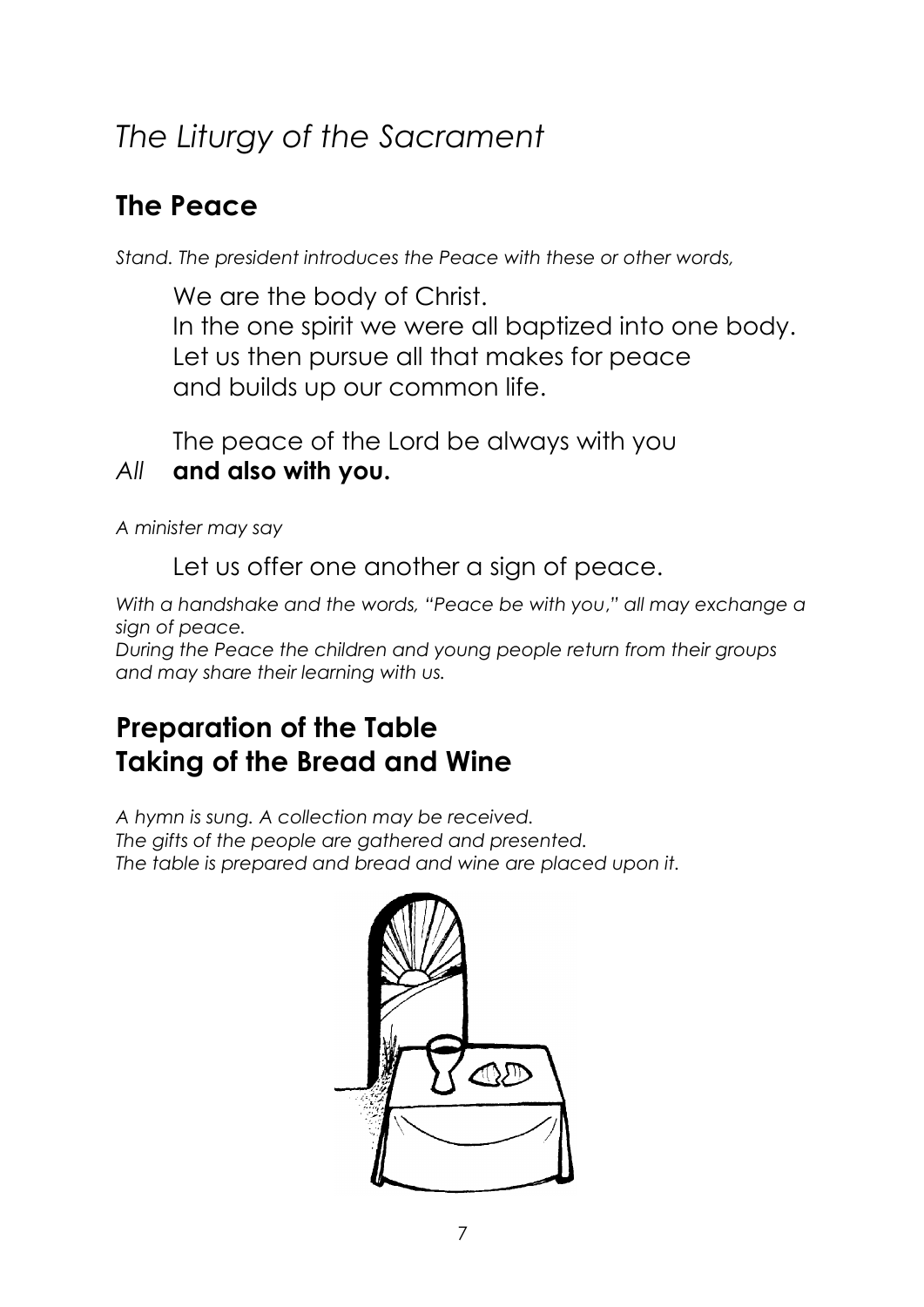# *The Liturgy of the Sacrament*

## The Peace

*Stand. The president introduces the Peace with these or other words,*

We are the body of Christ.
In the one spirit we were all baptized into one body.
Let us then pursue all that makes for peace
and builds up our common life.

The peace of the Lord be always with you

*All* **and also with you.**

*A minister may say*

Let us offer one another a sign of peace.

*With a handshake and the words, "Peace be with you," all may exchange a sign of peace.*
*During the Peace the children and young people return from their groups and may share their learning with us.*

## Preparation of the Table
## Taking of the Bread and Wine

*A hymn is sung. A collection may be received.*
*The gifts of the people are gathered and presented.*
*The table is prepared and bread and wine are placed upon it.*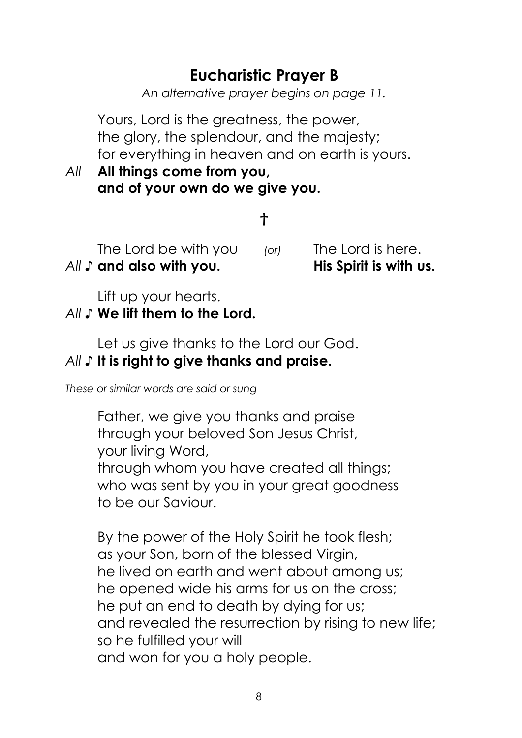## Eucharistic Prayer B

*An alternative prayer begins on page 11.*

Yours, Lord is the greatness, the power,
the glory, the splendour, and the majesty;
for everything in heaven and on earth is yours.

*All* **All things come from you,**
**and of your own do we give you.**

†

The Lord be with you *(or)* The Lord is here.
*All* ♪ **and also with you.** **His Spirit is with us.**

Lift up your hearts.
*All* ♪ **We lift them to the Lord.**

Let us give thanks to the Lord our God.
*All* ♪ **It is right to give thanks and praise.**

*These or similar words are said or sung*

Father, we give you thanks and praise
through your beloved Son Jesus Christ,
your living Word,
through whom you have created all things;
who was sent by you in your great goodness
to be our Saviour.

By the power of the Holy Spirit he took flesh;
as your Son, born of the blessed Virgin,
he lived on earth and went about among us;
he opened wide his arms for us on the cross;
he put an end to death by dying for us;
and revealed the resurrection by rising to new life;
so he fulfilled your will
and won for you a holy people.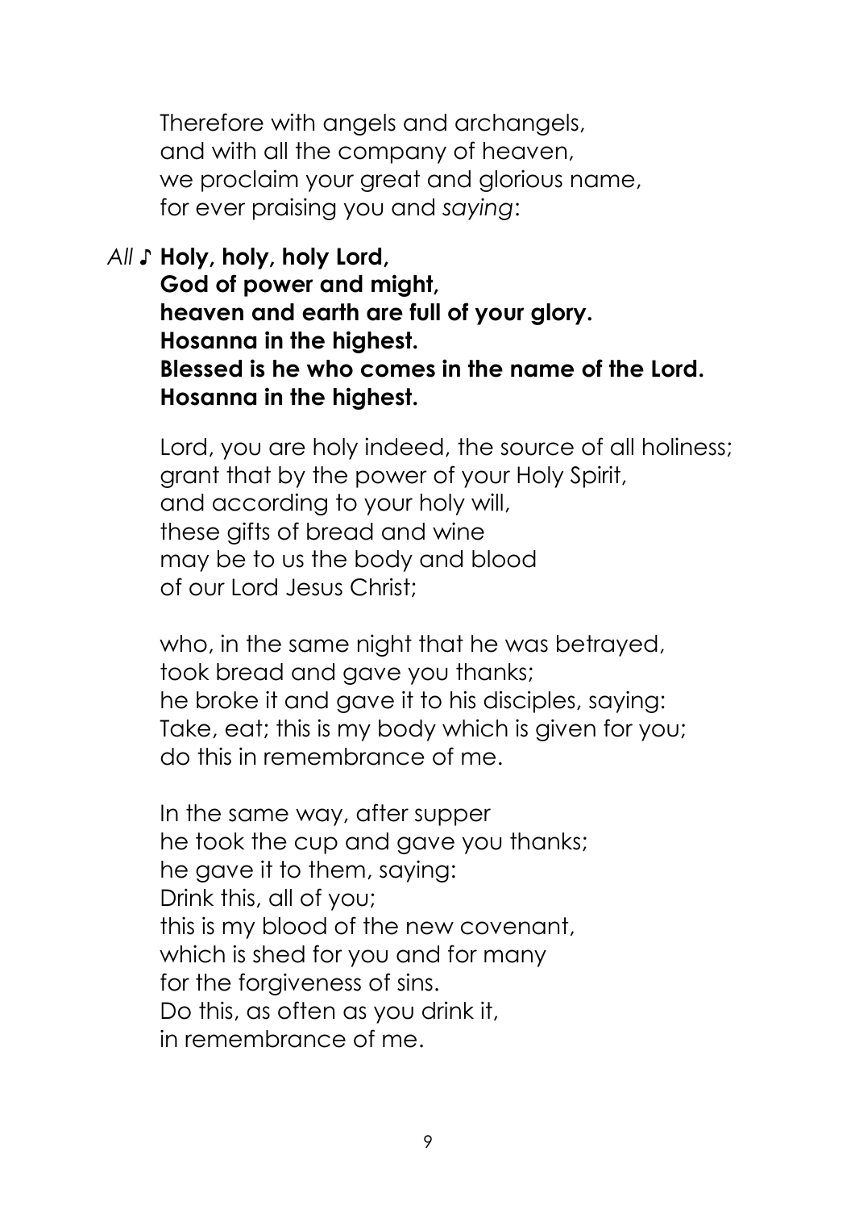Therefore with angels and archangels,
and with all the company of heaven,
we proclaim your great and glorious name,
for ever praising you and *saying*:

*All* ♪ **Holy, holy, holy Lord,**
**God of power and might,**
**heaven and earth are full of your glory.**
**Hosanna in the highest.**
**Blessed is he who comes in the name of the Lord.**
**Hosanna in the highest.**

Lord, you are holy indeed, the source of all holiness;
grant that by the power of your Holy Spirit,
and according to your holy will,
these gifts of bread and wine
may be to us the body and blood
of our Lord Jesus Christ;

who, in the same night that he was betrayed,
took bread and gave you thanks;
he broke it and gave it to his disciples, saying:
Take, eat; this is my body which is given for you;
do this in remembrance of me.

In the same way, after supper
he took the cup and gave you thanks;
he gave it to them, saying:
Drink this, all of you;
this is my blood of the new covenant,
which is shed for you and for many
for the forgiveness of sins.
Do this, as often as you drink it,
in remembrance of me.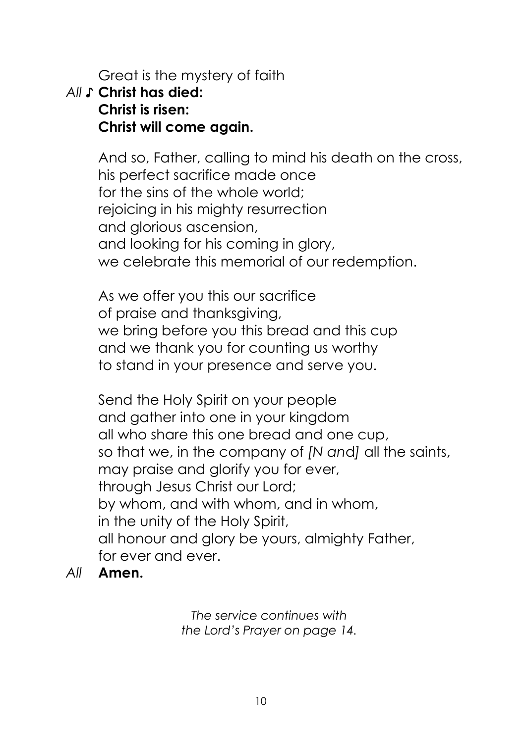Great is the mystery of faith

*All* ♪ **Christ has died:**
**Christ is risen:**
**Christ will come again.**

And so, Father, calling to mind his death on the cross,
his perfect sacrifice made once
for the sins of the whole world;
rejoicing in his mighty resurrection
and glorious ascension,
and looking for his coming in glory,
we celebrate this memorial of our redemption.

As we offer you this our sacrifice
of praise and thanksgiving,
we bring before you this bread and this cup
and we thank you for counting us worthy
to stand in your presence and serve you.

Send the Holy Spirit on your people
and gather into one in your kingdom
all who share this one bread and one cup,
so that we, in the company of *[N and]* all the saints,
may praise and glorify you for ever,
through Jesus Christ our Lord;
by whom, and with whom, and in whom,
in the unity of the Holy Spirit,
all honour and glory be yours, almighty Father,
for ever and ever.

*All* **Amen.**

*The service continues with*
*the Lord's Prayer on page 14.*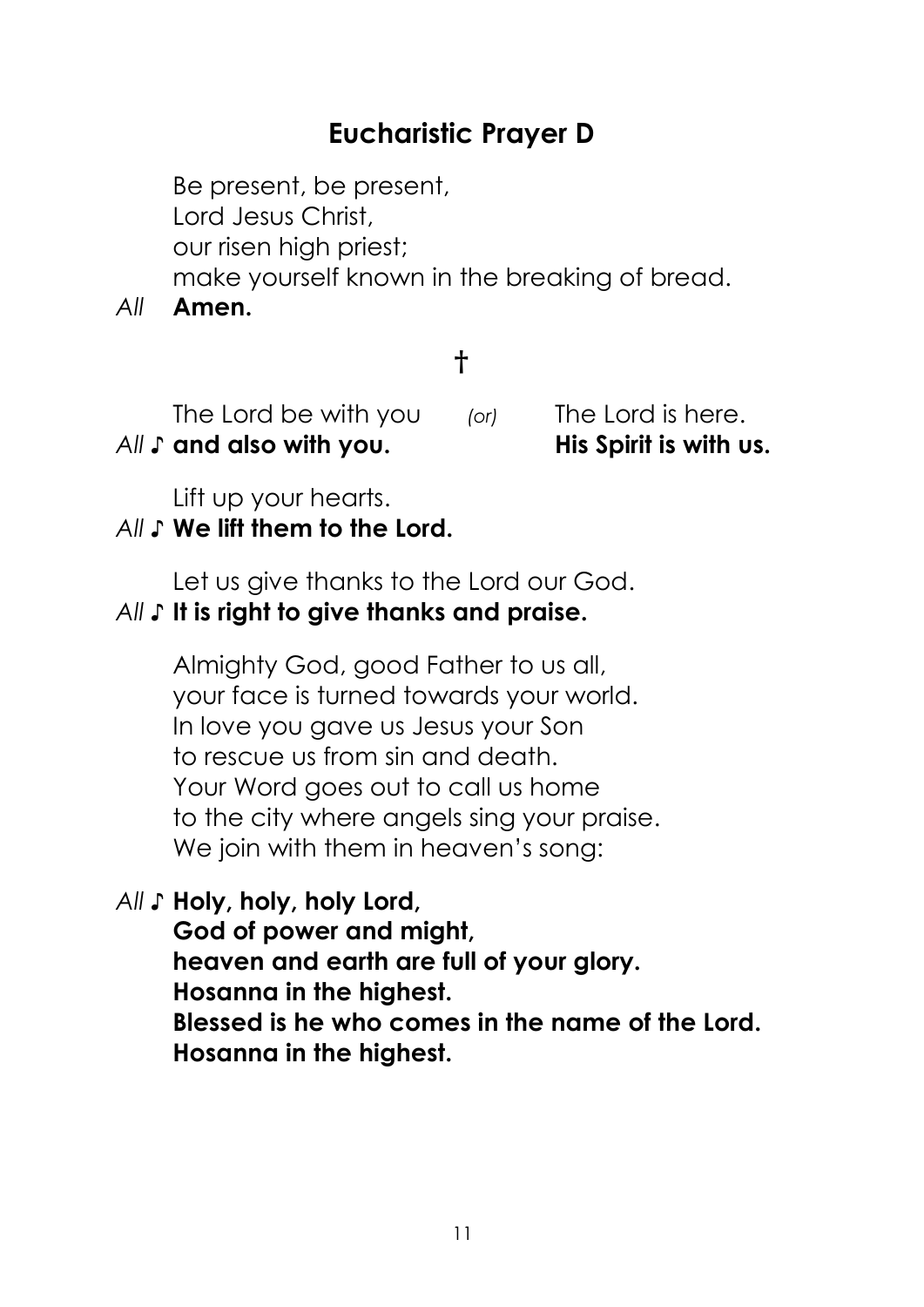## Eucharistic Prayer D

Be present, be present,
Lord Jesus Christ,
our risen high priest;
make yourself known in the breaking of bread.

*All* **Amen.**

†

The Lord be with you *(or)* The Lord is here.

*All* ♪ **and also with you.** **His Spirit is with us.**

Lift up your hearts.

*All* ♪ **We lift them to the Lord.**

Let us give thanks to the Lord our God.

*All* ♪ **It is right to give thanks and praise.**

Almighty God, good Father to us all,
your face is turned towards your world.
In love you gave us Jesus your Son
to rescue us from sin and death.
Your Word goes out to call us home
to the city where angels sing your praise.
We join with them in heaven's song:

*All* ♪ **Holy, holy, holy Lord,**
**God of power and might,**
**heaven and earth are full of your glory.**
**Hosanna in the highest.**
**Blessed is he who comes in the name of the Lord.**
**Hosanna in the highest.**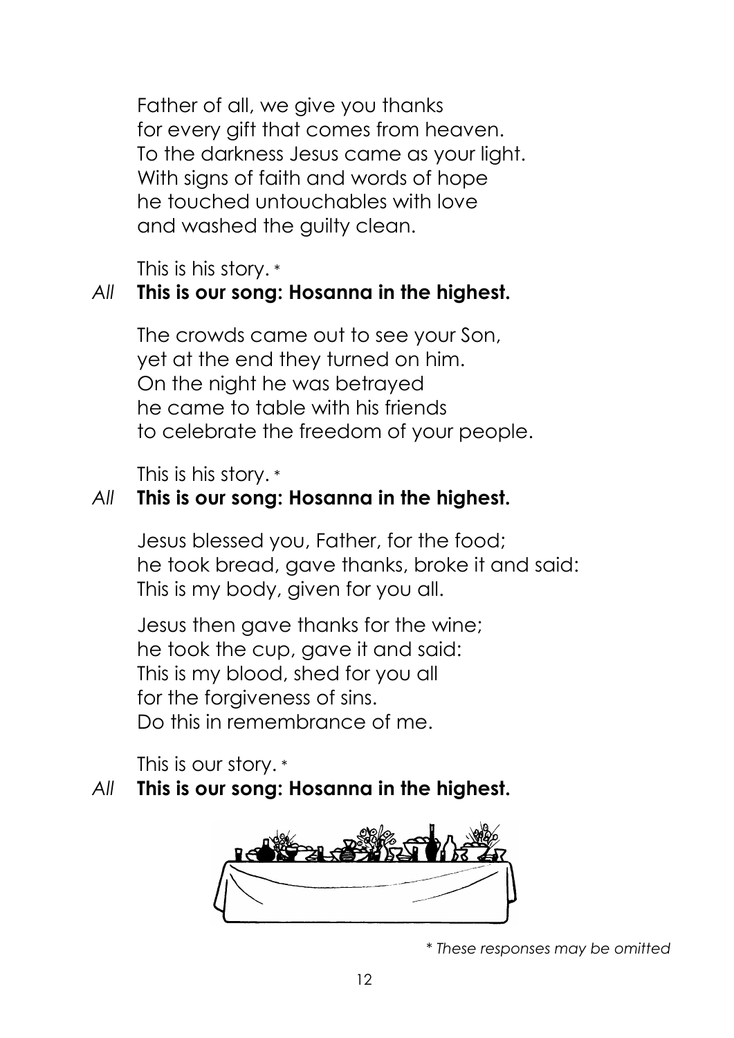Father of all, we give you thanks
for every gift that comes from heaven.
To the darkness Jesus came as your light.
With signs of faith and words of hope
he touched untouchables with love
and washed the guilty clean.

This is his story. *

*All* **This is our song: Hosanna in the highest.**

The crowds came out to see your Son,
yet at the end they turned on him.
On the night he was betrayed
he came to table with his friends
to celebrate the freedom of your people.

This is his story. *

*All* **This is our song: Hosanna in the highest.**

Jesus blessed you, Father, for the food;
he took bread, gave thanks, broke it and said:
This is my body, given for you all.

Jesus then gave thanks for the wine;
he took the cup, gave it and said:
This is my blood, shed for you all
for the forgiveness of sins.
Do this in remembrance of me.

This is our story. *

*All* **This is our song: Hosanna in the highest.**

*\* These responses may be omitted*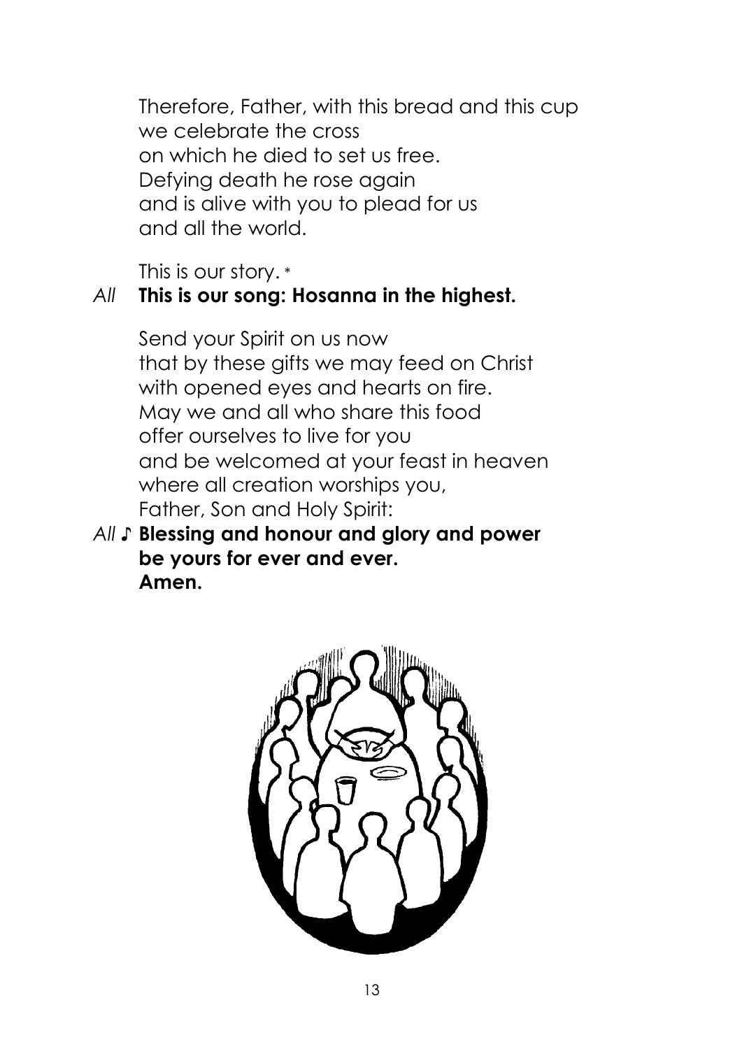Therefore, Father, with this bread and this cup
we celebrate the cross
on which he died to set us free.
Defying death he rose again
and is alive with you to plead for us
and all the world.

This is our story. *

*All* **This is our song: Hosanna in the highest.**

Send your Spirit on us now
that by these gifts we may feed on Christ
with opened eyes and hearts on fire.
May we and all who share this food
offer ourselves to live for you
and be welcomed at your feast in heaven
where all creation worships you,
Father, Son and Holy Spirit:

*All* ♪ **Blessing and honour and glory and power**
**be yours for ever and ever.**
**Amen.**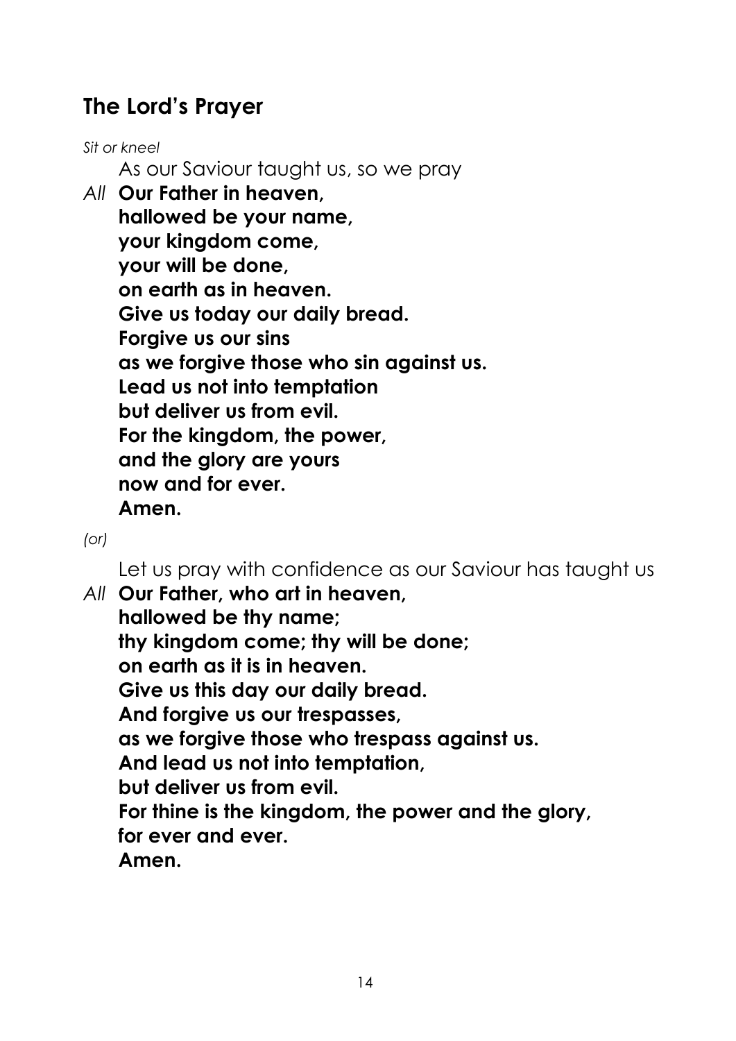## The Lord's Prayer

*Sit or kneel*

As our Saviour taught us, so we pray

*All* **Our Father in heaven,**
**hallowed be your name,**
**your kingdom come,**
**your will be done,**
**on earth as in heaven.**
**Give us today our daily bread.**
**Forgive us our sins**
**as we forgive those who sin against us.**
**Lead us not into temptation**
**but deliver us from evil.**
**For the kingdom, the power,**
**and the glory are yours**
**now and for ever.**
**Amen.**

*(or)*

Let us pray with confidence as our Saviour has taught us

*All* **Our Father, who art in heaven,**
**hallowed be thy name;**
**thy kingdom come; thy will be done;**
**on earth as it is in heaven.**
**Give us this day our daily bread.**
**And forgive us our trespasses,**
**as we forgive those who trespass against us.**
**And lead us not into temptation,**
**but deliver us from evil.**
**For thine is the kingdom, the power and the glory,**
**for ever and ever.**
**Amen.**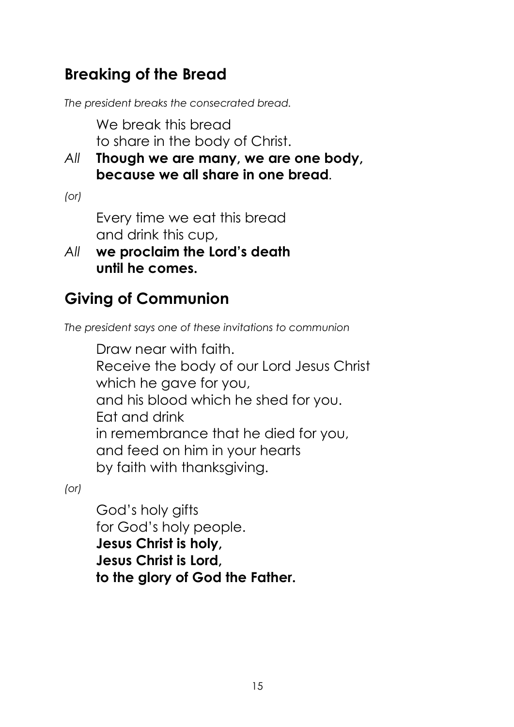## Breaking of the Bread

*The president breaks the consecrated bread.*

We break this bread
to share in the body of Christ.

*All* **Though we are many, we are one body,**
**because we all share in one bread**.

*(or)*

Every time we eat this bread
and drink this cup,

*All* **we proclaim the Lord's death**
**until he comes.**

## Giving of Communion

*The president says one of these invitations to communion*

Draw near with faith.
Receive the body of our Lord Jesus Christ
which he gave for you,
and his blood which he shed for you.
Eat and drink
in remembrance that he died for you,
and feed on him in your hearts
by faith with thanksgiving.

*(or)*

God's holy gifts
for God's holy people.
**Jesus Christ is holy,**
**Jesus Christ is Lord,**
**to the glory of God the Father.**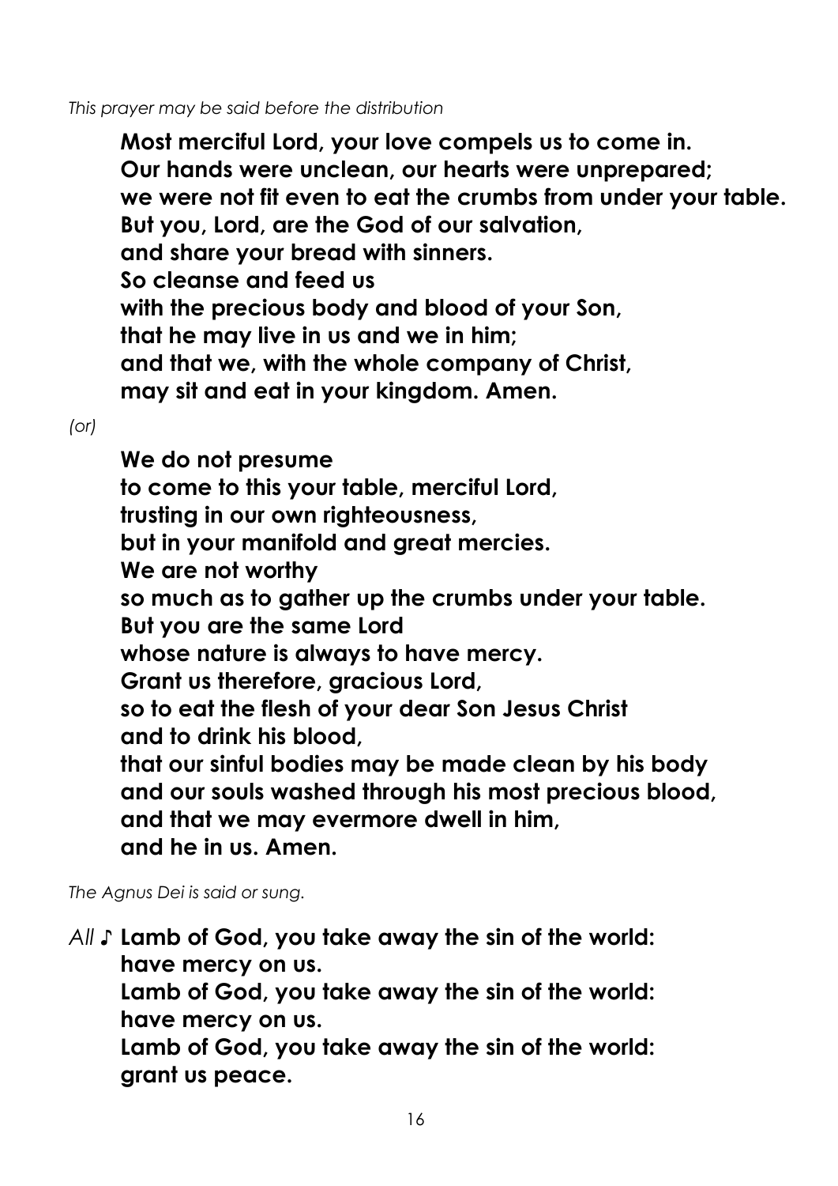*This prayer may be said before the distribution*

**Most merciful Lord, your love compels us to come in.**
**Our hands were unclean, our hearts were unprepared;**
**we were not fit even to eat the crumbs from under your table.**
**But you, Lord, are the God of our salvation,**
**and share your bread with sinners.**
**So cleanse and feed us**
**with the precious body and blood of your Son,**
**that he may live in us and we in him;**
**and that we, with the whole company of Christ,**
**may sit and eat in your kingdom. Amen.**

*(or)*

**We do not presume**
**to come to this your table, merciful Lord,**
**trusting in our own righteousness,**
**but in your manifold and great mercies.**
**We are not worthy**
**so much as to gather up the crumbs under your table.**
**But you are the same Lord**
**whose nature is always to have mercy.**
**Grant us therefore, gracious Lord,**
**so to eat the flesh of your dear Son Jesus Christ**
**and to drink his blood,**
**that our sinful bodies may be made clean by his body**
**and our souls washed through his most precious blood,**
**and that we may evermore dwell in him,**
**and he in us. Amen.**

*The Agnus Dei is said or sung.*

*All* ♪ **Lamb of God, you take away the sin of the world:**
**have mercy on us.**
**Lamb of God, you take away the sin of the world:**
**have mercy on us.**
**Lamb of God, you take away the sin of the world:**
**grant us peace.**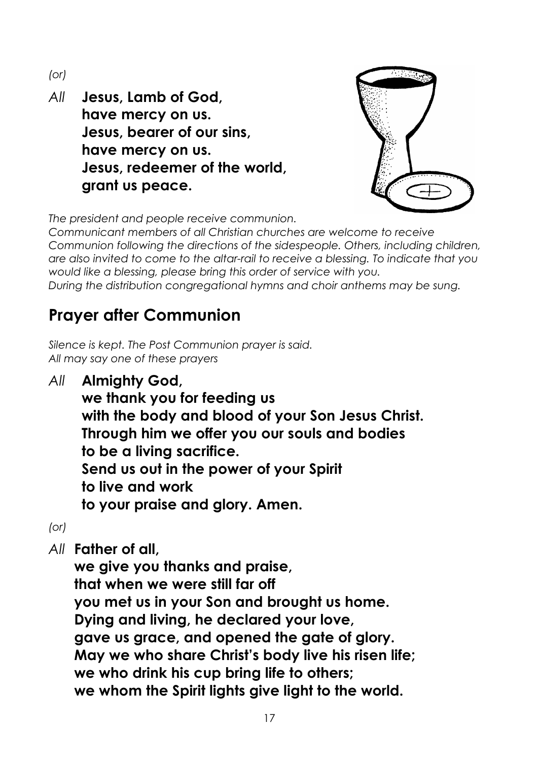*(or)*

*All* **Jesus, Lamb of God,**
**have mercy on us.**
**Jesus, bearer of our sins,**
**have mercy on us.**
**Jesus, redeemer of the world,**
**grant us peace.**

*The president and people receive communion.*
*Communicant members of all Christian churches are welcome to receive Communion following the directions of the sidespeople. Others, including children, are also invited to come to the altar-rail to receive a blessing. To indicate that you would like a blessing, please bring this order of service with you.*
*During the distribution congregational hymns and choir anthems may be sung.*

## Prayer after Communion

*Silence is kept. The Post Communion prayer is said.*
*All may say one of these prayers*

*All* **Almighty God,**
**we thank you for feeding us**
**with the body and blood of your Son Jesus Christ.**
**Through him we offer you our souls and bodies**
**to be a living sacrifice.**
**Send us out in the power of your Spirit**
**to live and work**
**to your praise and glory. Amen.**

*(or)*

*All* **Father of all,**
**we give you thanks and praise,**
**that when we were still far off**
**you met us in your Son and brought us home.**
**Dying and living, he declared your love,**
**gave us grace, and opened the gate of glory.**
**May we who share Christ's body live his risen life;**
**we who drink his cup bring life to others;**
**we whom the Spirit lights give light to the world.**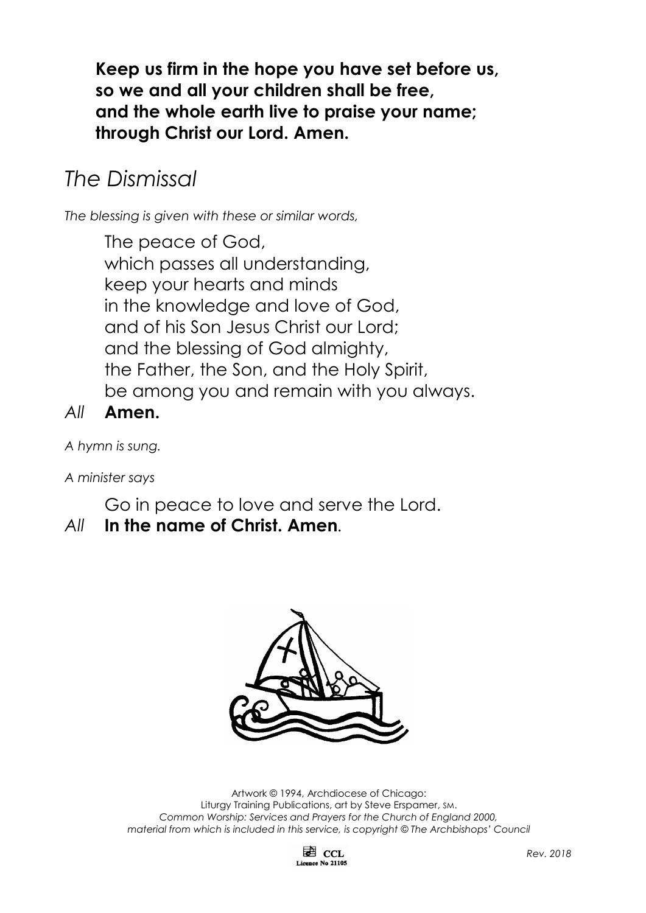**Keep us firm in the hope you have set before us,**
**so we and all your children shall be free,**
**and the whole earth live to praise your name;**
**through Christ our Lord. Amen.**

## *The Dismissal*

*The blessing is given with these or similar words,*

The peace of God,
which passes all understanding,
keep your hearts and minds
in the knowledge and love of God,
and of his Son Jesus Christ our Lord;
and the blessing of God almighty,
the Father, the Son, and the Holy Spirit,
be among you and remain with you always.

*All* **Amen.**

*A hymn is sung.*

*A minister says*

Go in peace to love and serve the Lord.

*All* **In the name of Christ. Amen**.

Artwork © 1994, Archdiocese of Chicago:
Liturgy Training Publications, art by Steve Erspamer, SM.
*Common Worship: Services and Prayers for the Church of England 2000,*
*material from which is included in this service, is copyright © The Archbishops' Council*

CCL
Licence No 21105

*Rev. 2018*